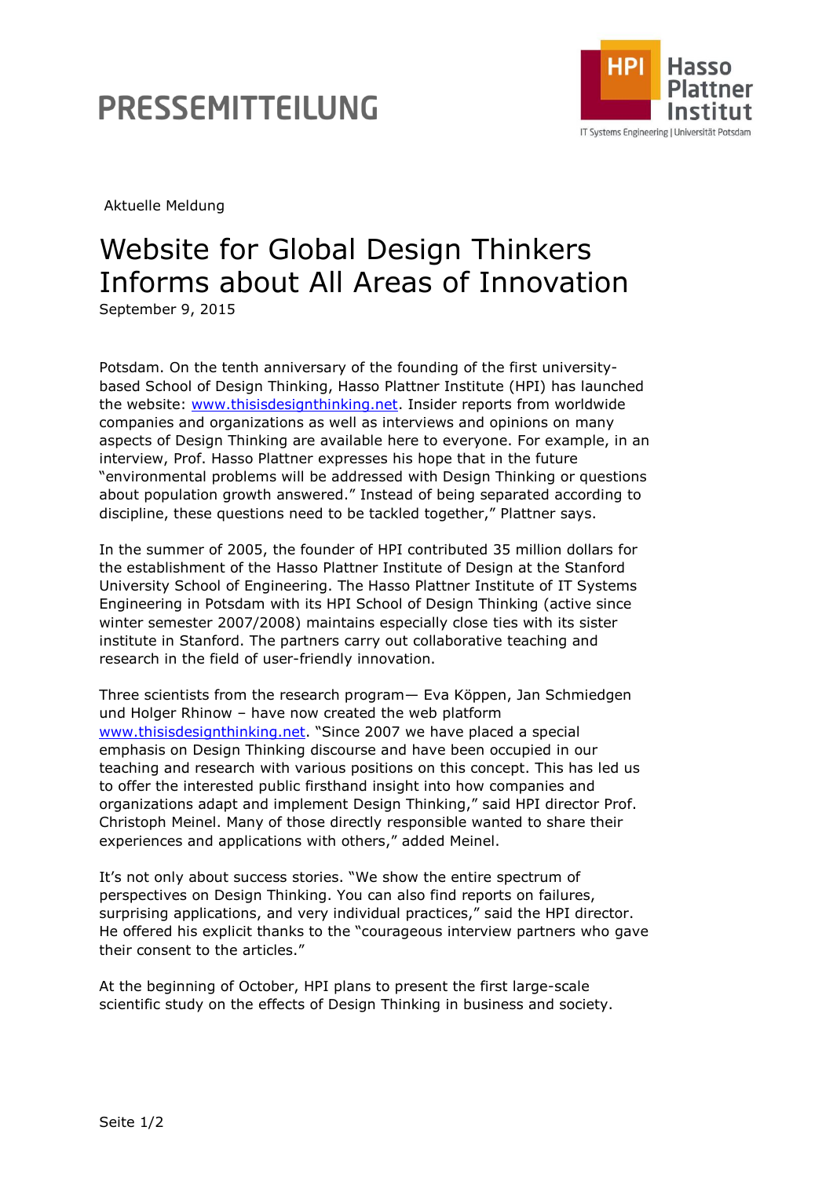# PRESSEMITTEILUNG

Hasso Plattner Institut

IT Systems Engineering | Universität Potsdam

Aktuelle Meldung

## Website for Global Design Thinkers Informs about All Areas of Innovation

September 9, 2015

Potsdam. On the tenth anniversary of the founding of the first university-based School of Design Thinking, Hasso Plattner Institute (HPI) has launched the website: [www.thisisdesignthinking.net](http://www.thisisdesignthinking.net). Insider reports from worldwide companies and organizations as well as interviews and opinions on many aspects of Design Thinking are available here to everyone. For example, in an interview, Prof. Hasso Plattner expresses his hope that in the future "environmental problems will be addressed with Design Thinking or questions about population growth answered." Instead of being separated according to discipline, these questions need to be tackled together," Plattner says.

In the summer of 2005, the founder of HPI contributed 35 million dollars for the establishment of the Hasso Plattner Institute of Design at the Stanford University School of Engineering. The Hasso Plattner Institute of IT Systems Engineering in Potsdam with its HPI School of Design Thinking (active since winter semester 2007/2008) maintains especially close ties with its sister institute in Stanford. The partners carry out collaborative teaching and research in the field of user-friendly innovation.

Three scientists from the research program— Eva Köppen, Jan Schmiedgen und Holger Rhinow – have now created the web platform [www.thisisdesignthinking.net](http://www.thisisdesignthinking.net). "Since 2007 we have placed a special emphasis on Design Thinking discourse and have been occupied in our teaching and research with various positions on this concept. This has led us to offer the interested public firsthand insight into how companies and organizations adapt and implement Design Thinking," said HPI director Prof. Christoph Meinel. Many of those directly responsible wanted to share their experiences and applications with others," added Meinel.

It's not only about success stories. "We show the entire spectrum of perspectives on Design Thinking. You can also find reports on failures, surprising applications, and very individual practices," said the HPI director. He offered his explicit thanks to the "courageous interview partners who gave their consent to the articles."

At the beginning of October, HPI plans to present the first large-scale scientific study on the effects of Design Thinking in business and society.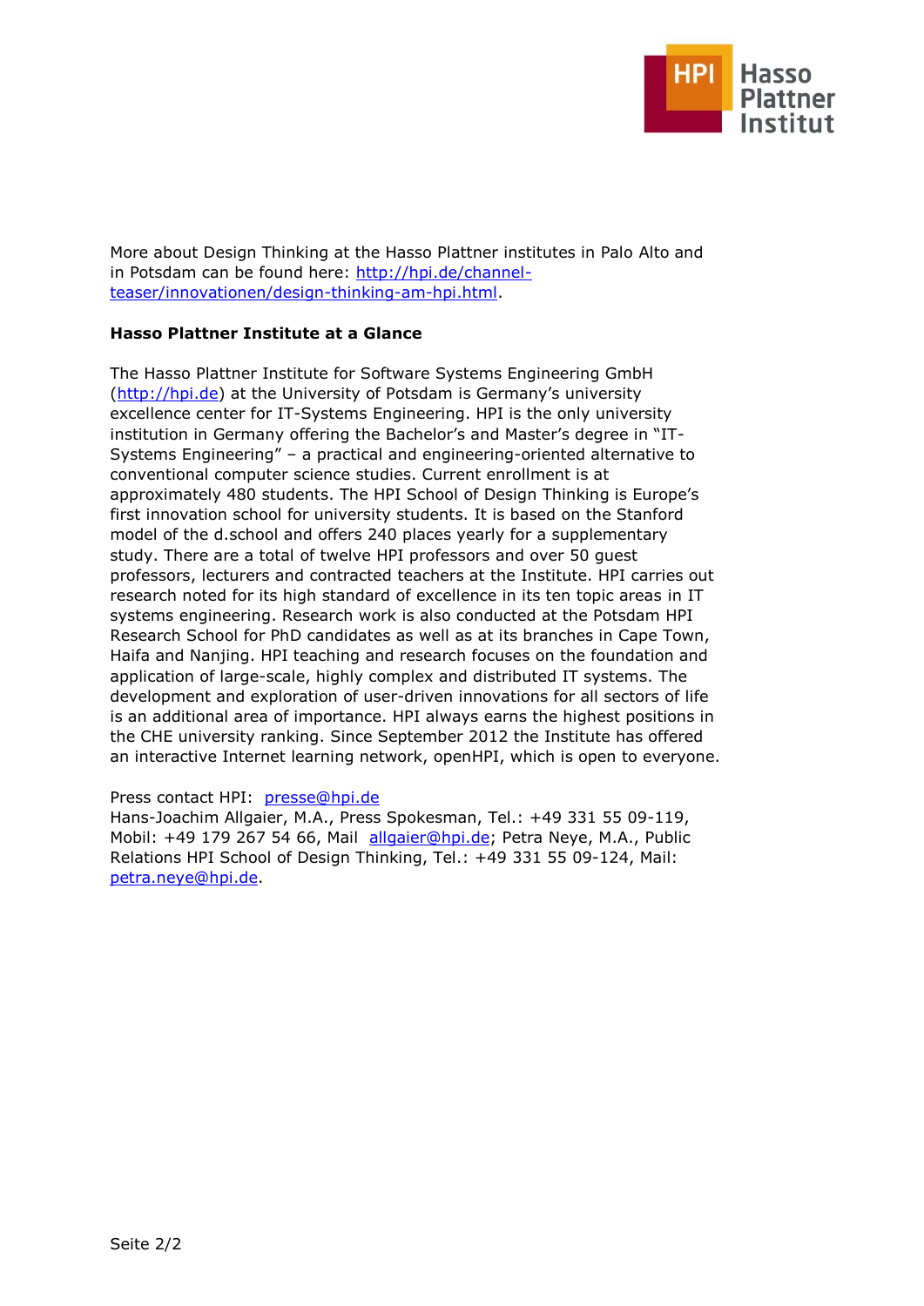More about Design Thinking at the Hasso Plattner institutes in Palo Alto and in Potsdam can be found here: http://hpi.de/channel-teaser/innovationen/design-thinking-am-hpi.html.

**Hasso Plattner Institute at a Glance**

The Hasso Plattner Institute for Software Systems Engineering GmbH (http://hpi.de) at the University of Potsdam is Germany's university excellence center for IT-Systems Engineering. HPI is the only university institution in Germany offering the Bachelor's and Master's degree in "IT-Systems Engineering" – a practical and engineering-oriented alternative to conventional computer science studies. Current enrollment is at approximately 480 students. The HPI School of Design Thinking is Europe's first innovation school for university students. It is based on the Stanford model of the d.school and offers 240 places yearly for a supplementary study. There are a total of twelve HPI professors and over 50 guest professors, lecturers and contracted teachers at the Institute. HPI carries out research noted for its high standard of excellence in its ten topic areas in IT systems engineering. Research work is also conducted at the Potsdam HPI Research School for PhD candidates as well as at its branches in Cape Town, Haifa and Nanjing. HPI teaching and research focuses on the foundation and application of large-scale, highly complex and distributed IT systems. The development and exploration of user-driven innovations for all sectors of life is an additional area of importance. HPI always earns the highest positions in the CHE university ranking. Since September 2012 the Institute has offered an interactive Internet learning network, openHPI, which is open to everyone.

Press contact HPI: presse@hpi.de
Hans-Joachim Allgaier, M.A., Press Spokesman, Tel.: +49 331 55 09-119, Mobil: +49 179 267 54 66, Mail allgaier@hpi.de; Petra Neye, M.A., Public Relations HPI School of Design Thinking, Tel.: +49 331 55 09-124, Mail: petra.neye@hpi.de.